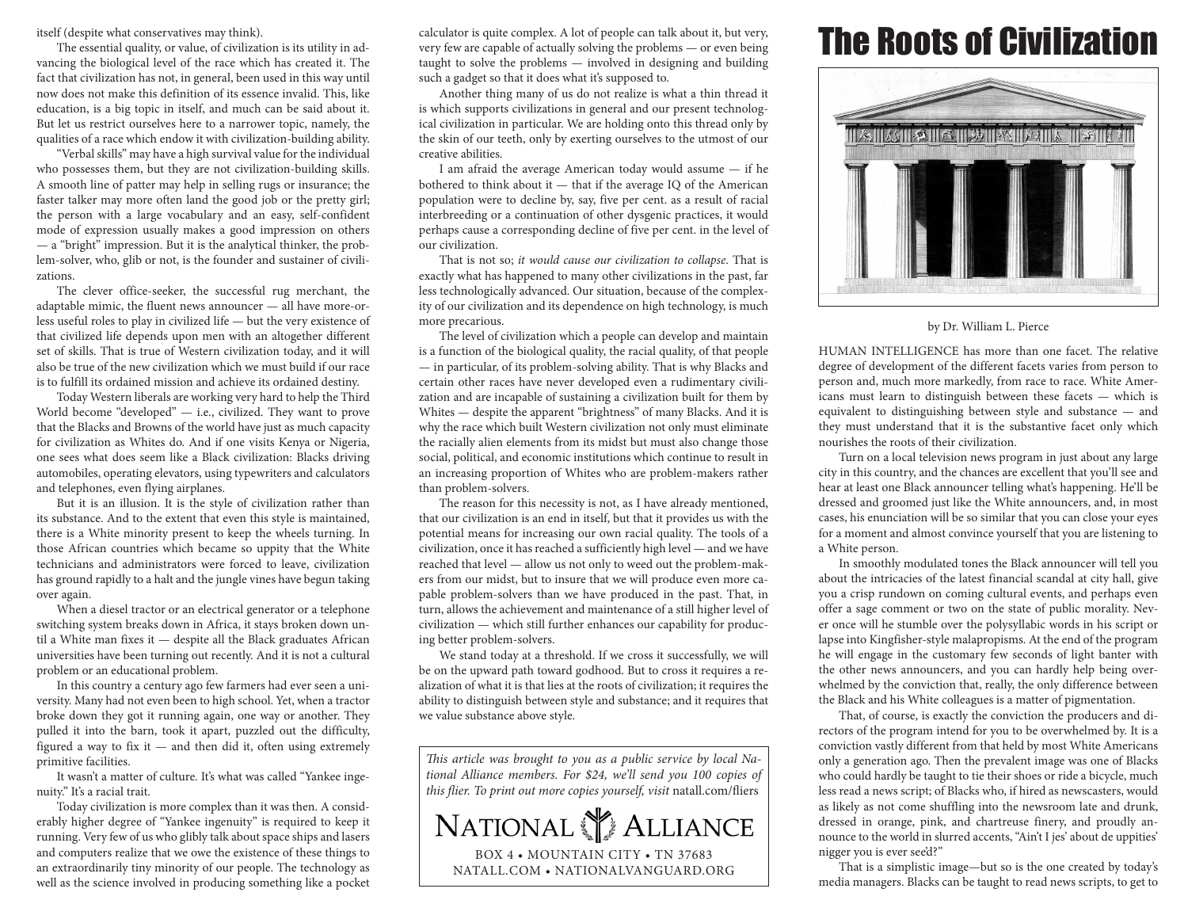itself (despite what conservatives may think).

The essential quality, or value, of civilization is its utility in advancing the biological level of the race which has created it. The fact that civilization has not, in general, been used in this way until now does not make this definition of its essence invalid. This, like education, is a big topic in itself, and much can be said about it. But let us restrict ourselves here to a narrower topic, namely, the qualities of a race which endow it with civilization-building ability.

"Verbal skills" may have a high survival value for the individual who possesses them, but they are not civilization-building skills. A smooth line of patter may help in selling rugs or insurance; the faster talker may more often land the good job or the pretty girl; the person with a large vocabulary and an easy, self-confident mode of expression usually makes a good impression on others — a "bright" impression. But it is the analytical thinker, the problem-solver, who, glib or not, is the founder and sustainer of civilizations.

The clever office-seeker, the successful rug merchant, the adaptable mimic, the fluent news announcer — all have more-or-less useful roles to play in civilized life — but the very existence of that civilized life depends upon men with an altogether different set of skills. That is true of Western civilization today, and it will also be true of the new civilization which we must build if our race is to fulfill its ordained mission and achieve its ordained destiny.

Today Western liberals are working very hard to help the Third World become "developed" — i.e., civilized. They want to prove that the Blacks and Browns of the world have just as much capacity for civilization as Whites do. And if one visits Kenya or Nigeria, one sees what does seem like a Black civilization: Blacks driving automobiles, operating elevators, using typewriters and calculators and telephones, even flying airplanes.

But it is an illusion. It is the style of civilization rather than its substance. And to the extent that even this style is maintained, there is a White minority present to keep the wheels turning. In those African countries which became so uppity that the White technicians and administrators were forced to leave, civilization has ground rapidly to a halt and the jungle vines have begun taking over again.

When a diesel tractor or an electrical generator or a telephone switching system breaks down in Africa, it stays broken down until a White man fixes it — despite all the Black graduates African universities have been turning out recently. And it is not a cultural problem or an educational problem.

In this country a century ago few farmers had ever seen a university. Many had not even been to high school. Yet, when a tractor broke down they got it running again, one way or another. They pulled it into the barn, took it apart, puzzled out the difficulty, figured a way to fix it — and then did it, often using extremely primitive facilities.

It wasn't a matter of culture. It's what was called "Yankee ingenuity." It's a racial trait.

Today civilization is more complex than it was then. A considerably higher degree of "Yankee ingenuity" is required to keep it running. Very few of us who glibly talk about space ships and lasers and computers realize that we owe the existence of these things to an extraordinarily tiny minority of our people. The technology as well as the science involved in producing something like a pocket calculator is quite complex. A lot of people can talk about it, but very, very few are capable of actually solving the problems — or even being taught to solve the problems — involved in designing and building such a gadget so that it does what it's supposed to.

Another thing many of us do not realize is what a thin thread it is which supports civilizations in general and our present technological civilization in particular. We are holding onto this thread only by the skin of our teeth, only by exerting ourselves to the utmost of our creative abilities.

I am afraid the average American today would assume — if he bothered to think about it — that if the average IQ of the American population were to decline by, say, five per cent. as a result of racial interbreeding or a continuation of other dysgenic practices, it would perhaps cause a corresponding decline of five per cent. in the level of our civilization.

That is not so; *it would cause our civilization to collapse*. That is exactly what has happened to many other civilizations in the past, far less technologically advanced. Our situation, because of the complexity of our civilization and its dependence on high technology, is much more precarious.

The level of civilization which a people can develop and maintain is a function of the biological quality, the racial quality, of that people — in particular, of its problem-solving ability. That is why Blacks and certain other races have never developed even a rudimentary civilization and are incapable of sustaining a civilization built for them by Whites — despite the apparent "brightness" of many Blacks. And it is why the race which built Western civilization not only must eliminate the racially alien elements from its midst but must also change those social, political, and economic institutions which continue to result in an increasing proportion of Whites who are problem-makers rather than problem-solvers.

The reason for this necessity is not, as I have already mentioned, that our civilization is an end in itself, but that it provides us with the potential means for increasing our own racial quality. The tools of a civilization, once it has reached a sufficiently high level — and we have reached that level — allow us not only to weed out the problem-makers from our midst, but to insure that we will produce even more capable problem-solvers than we have produced in the past. That, in turn, allows the achievement and maintenance of a still higher level of civilization — which still further enhances our capability for producing better problem-solvers.

We stand today at a threshold. If we cross it successfully, we will be on the upward path toward godhood. But to cross it requires a realization of what it is that lies at the roots of civilization; it requires the ability to distinguish between style and substance; and it requires that we value substance above style.

*This article was brought to you as a public service by local National Alliance members. For $24, we'll send you 100 copies of this flier. To print out more copies yourself, visit* natall.com/fliers

NATIONAL ALLIANCE

BOX 4 • MOUNTAIN CITY • TN 37683
NATALL.COM • NATIONALVANGUARD.ORG

# The Roots of Civilization

by Dr. William L. Pierce

HUMAN INTELLIGENCE has more than one facet. The relative degree of development of the different facets varies from person to person and, much more markedly, from race to race. White Americans must learn to distinguish between these facets — which is equivalent to distinguishing between style and substance — and they must understand that it is the substantive facet only which nourishes the roots of their civilization.

Turn on a local television news program in just about any large city in this country, and the chances are excellent that you'll see and hear at least one Black announcer telling what's happening. He'll be dressed and groomed just like the White announcers, and, in most cases, his enunciation will be so similar that you can close your eyes for a moment and almost convince yourself that you are listening to a White person.

In smoothly modulated tones the Black announcer will tell you about the intricacies of the latest financial scandal at city hall, give you a crisp rundown on coming cultural events, and perhaps even offer a sage comment or two on the state of public morality. Never once will he stumble over the polysyllabic words in his script or lapse into Kingfisher-style malapropisms. At the end of the program he will engage in the customary few seconds of light banter with the other news announcers, and you can hardly help being overwhelmed by the conviction that, really, the only difference between the Black and his White colleagues is a matter of pigmentation.

That, of course, is exactly the conviction the producers and directors of the program intend for you to be overwhelmed by. It is a conviction vastly different from that held by most White Americans only a generation ago. Then the prevalent image was one of Blacks who could hardly be taught to tie their shoes or ride a bicycle, much less read a news script; of Blacks who, if hired as newscasters, would as likely as not come shuffling into the newsroom late and drunk, dressed in orange, pink, and chartreuse finery, and proudly announce to the world in slurred accents, "Ain't I jes' about de uppities' nigger you is ever see'd?"

That is a simplistic image—but so is the one created by today's media managers. Blacks can be taught to read news scripts, to get to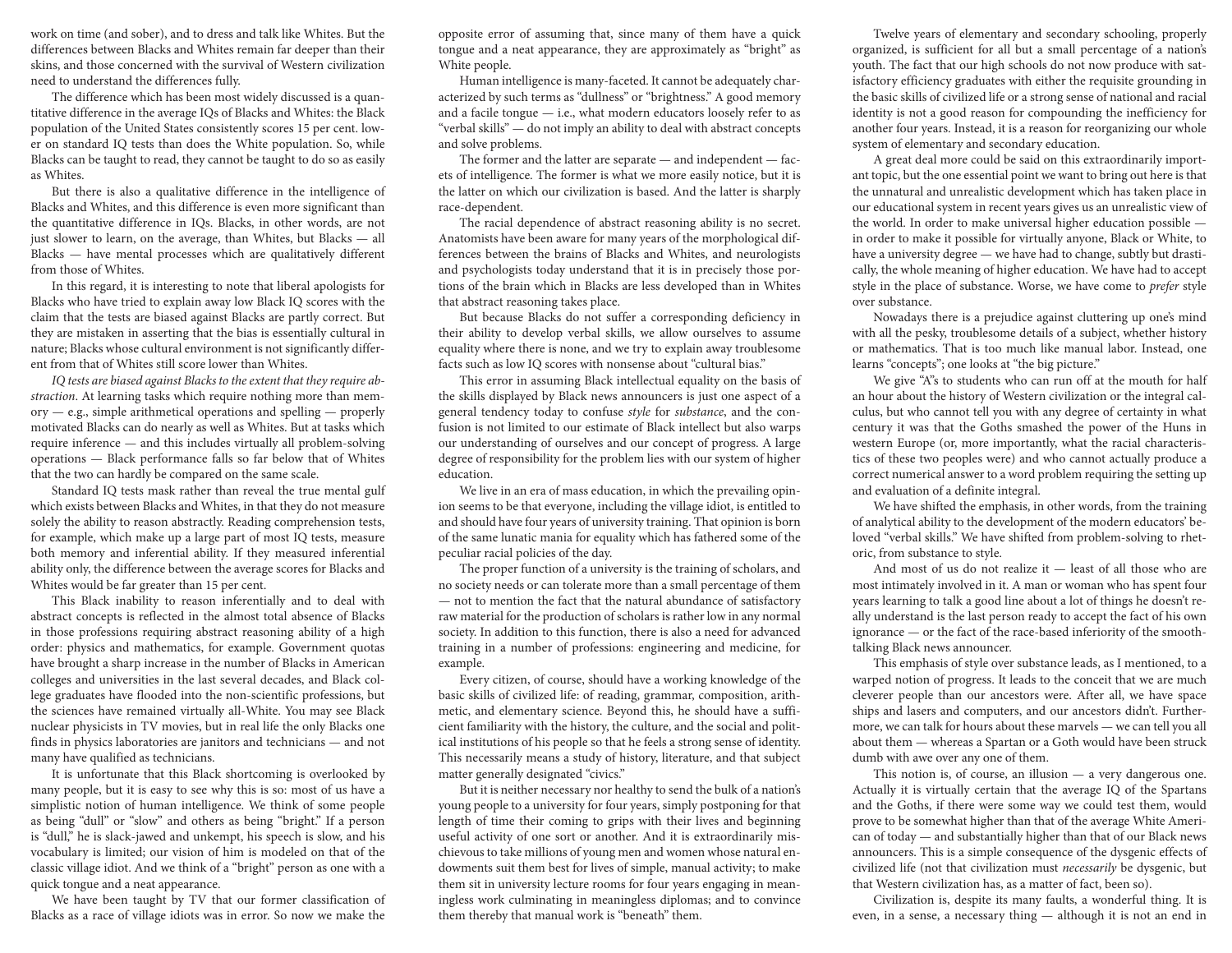work on time (and sober), and to dress and talk like Whites. But the differences between Blacks and Whites remain far deeper than their skins, and those concerned with the survival of Western civilization need to understand the differences fully.

The difference which has been most widely discussed is a quantitative difference in the average IQs of Blacks and Whites: the Black population of the United States consistently scores 15 per cent. lower on standard IQ tests than does the White population. So, while Blacks can be taught to read, they cannot be taught to do so as easily as Whites.

But there is also a qualitative difference in the intelligence of Blacks and Whites, and this difference is even more significant than the quantitative difference in IQs. Blacks, in other words, are not just slower to learn, on the average, than Whites, but Blacks — all Blacks — have mental processes which are qualitatively different from those of Whites.

In this regard, it is interesting to note that liberal apologists for Blacks who have tried to explain away low Black IQ scores with the claim that the tests are biased against Blacks are partly correct. But they are mistaken in asserting that the bias is essentially cultural in nature; Blacks whose cultural environment is not significantly different from that of Whites still score lower than Whites.

*IQ tests are biased against Blacks to the extent that they require abstraction*. At learning tasks which require nothing more than memory — e.g., simple arithmetical operations and spelling — properly motivated Blacks can do nearly as well as Whites. But at tasks which require inference — and this includes virtually all problem-solving operations — Black performance falls so far below that of Whites that the two can hardly be compared on the same scale.

Standard IQ tests mask rather than reveal the true mental gulf which exists between Blacks and Whites, in that they do not measure solely the ability to reason abstractly. Reading comprehension tests, for example, which make up a large part of most IQ tests, measure both memory and inferential ability. If they measured inferential ability only, the difference between the average scores for Blacks and Whites would be far greater than 15 per cent.

This Black inability to reason inferentially and to deal with abstract concepts is reflected in the almost total absence of Blacks in those professions requiring abstract reasoning ability of a high order: physics and mathematics, for example. Government quotas have brought a sharp increase in the number of Blacks in American colleges and universities in the last several decades, and Black college graduates have flooded into the non-scientific professions, but the sciences have remained virtually all-White. You may see Black nuclear physicists in TV movies, but in real life the only Blacks one finds in physics laboratories are janitors and technicians — and not many have qualified as technicians.

It is unfortunate that this Black shortcoming is overlooked by many people, but it is easy to see why this is so: most of us have a simplistic notion of human intelligence. We think of some people as being "dull" or "slow" and others as being "bright." If a person is "dull," he is slack-jawed and unkempt, his speech is slow, and his vocabulary is limited; our vision of him is modeled on that of the classic village idiot. And we think of a "bright" person as one with a quick tongue and a neat appearance.

We have been taught by TV that our former classification of Blacks as a race of village idiots was in error. So now we make the opposite error of assuming that, since many of them have a quick tongue and a neat appearance, they are approximately as "bright" as White people.

Human intelligence is many-faceted. It cannot be adequately characterized by such terms as "dullness" or "brightness." A good memory and a facile tongue — i.e., what modern educators loosely refer to as "verbal skills" — do not imply an ability to deal with abstract concepts and solve problems.

The former and the latter are separate — and independent — facets of intelligence. The former is what we more easily notice, but it is the latter on which our civilization is based. And the latter is sharply race-dependent.

The racial dependence of abstract reasoning ability is no secret. Anatomists have been aware for many years of the morphological differences between the brains of Blacks and Whites, and neurologists and psychologists today understand that it is in precisely those portions of the brain which in Blacks are less developed than in Whites that abstract reasoning takes place.

But because Blacks do not suffer a corresponding deficiency in their ability to develop verbal skills, we allow ourselves to assume equality where there is none, and we try to explain away troublesome facts such as low IQ scores with nonsense about "cultural bias."

This error in assuming Black intellectual equality on the basis of the skills displayed by Black news announcers is just one aspect of a general tendency today to confuse *style* for *substance*, and the confusion is not limited to our estimate of Black intellect but also warps our understanding of ourselves and our concept of progress. A large degree of responsibility for the problem lies with our system of higher education.

We live in an era of mass education, in which the prevailing opinion seems to be that everyone, including the village idiot, is entitled to and should have four years of university training. That opinion is born of the same lunatic mania for equality which has fathered some of the peculiar racial policies of the day.

The proper function of a university is the training of scholars, and no society needs or can tolerate more than a small percentage of them — not to mention the fact that the natural abundance of satisfactory raw material for the production of scholars is rather low in any normal society. In addition to this function, there is also a need for advanced training in a number of professions: engineering and medicine, for example.

Every citizen, of course, should have a working knowledge of the basic skills of civilized life: of reading, grammar, composition, arithmetic, and elementary science. Beyond this, he should have a sufficient familiarity with the history, the culture, and the social and political institutions of his people so that he feels a strong sense of identity. This necessarily means a study of history, literature, and that subject matter generally designated "civics."

But it is neither necessary nor healthy to send the bulk of a nation's young people to a university for four years, simply postponing for that length of time their coming to grips with their lives and beginning useful activity of one sort or another. And it is extraordinarily mischievous to take millions of young men and women whose natural endowments suit them best for lives of simple, manual activity; to make them sit in university lecture rooms for four years engaging in meaningless work culminating in meaningless diplomas; and to convince them thereby that manual work is "beneath" them.

Twelve years of elementary and secondary schooling, properly organized, is sufficient for all but a small percentage of a nation's youth. The fact that our high schools do not now produce with satisfactory efficiency graduates with either the requisite grounding in the basic skills of civilized life or a strong sense of national and racial identity is not a good reason for compounding the inefficiency for another four years. Instead, it is a reason for reorganizing our whole system of elementary and secondary education.

A great deal more could be said on this extraordinarily important topic, but the one essential point we want to bring out here is that the unnatural and unrealistic development which has taken place in our educational system in recent years gives us an unrealistic view of the world. In order to make universal higher education possible — in order to make it possible for virtually anyone, Black or White, to have a university degree — we have had to change, subtly but drastically, the whole meaning of higher education. We have had to accept style in the place of substance. Worse, we have come to *prefer* style over substance.

Nowadays there is a prejudice against cluttering up one's mind with all the pesky, troublesome details of a subject, whether history or mathematics. That is too much like manual labor. Instead, one learns "concepts"; one looks at "the big picture."

We give "A"s to students who can run off at the mouth for half an hour about the history of Western civilization or the integral calculus, but who cannot tell you with any degree of certainty in what century it was that the Goths smashed the power of the Huns in western Europe (or, more importantly, what the racial characteristics of these two peoples were) and who cannot actually produce a correct numerical answer to a word problem requiring the setting up and evaluation of a definite integral.

We have shifted the emphasis, in other words, from the training of analytical ability to the development of the modern educators' beloved "verbal skills." We have shifted from problem-solving to rhetoric, from substance to style.

And most of us do not realize it — least of all those who are most intimately involved in it. A man or woman who has spent four years learning to talk a good line about a lot of things he doesn't really understand is the last person ready to accept the fact of his own ignorance — or the fact of the race-based inferiority of the smooth-talking Black news announcer.

This emphasis of style over substance leads, as I mentioned, to a warped notion of progress. It leads to the conceit that we are much cleverer people than our ancestors were. After all, we have space ships and lasers and computers, and our ancestors didn't. Furthermore, we can talk for hours about these marvels — we can tell you all about them — whereas a Spartan or a Goth would have been struck dumb with awe over any one of them.

This notion is, of course, an illusion — a very dangerous one. Actually it is virtually certain that the average IQ of the Spartans and the Goths, if there were some way we could test them, would prove to be somewhat higher than that of the average White American of today — and substantially higher than that of our Black news announcers. This is a simple consequence of the dysgenic effects of civilized life (not that civilization must *necessarily* be dysgenic, but that Western civilization has, as a matter of fact, been so).

Civilization is, despite its many faults, a wonderful thing. It is even, in a sense, a necessary thing — although it is not an end in